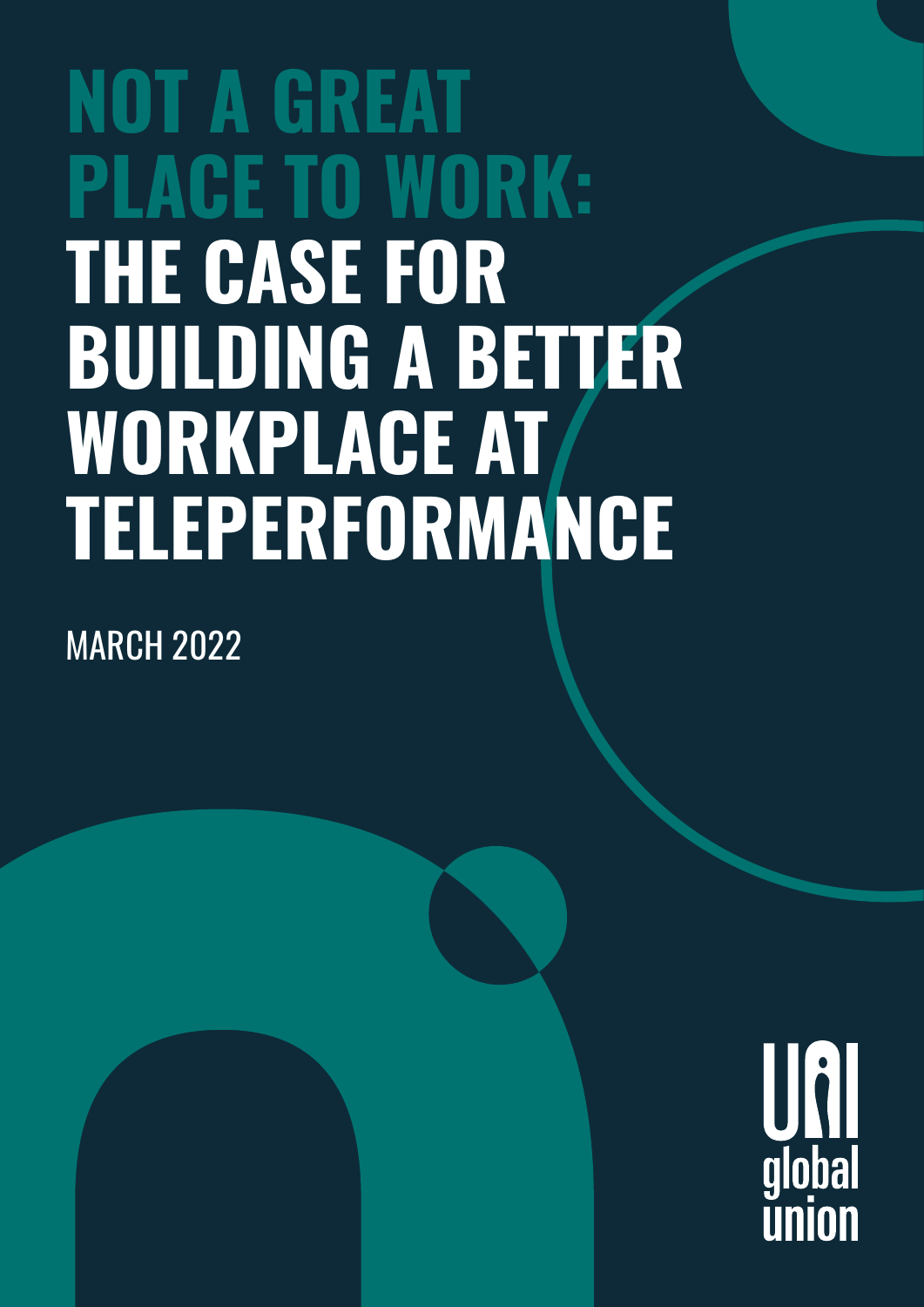# NOT A GREAT PLACE TO WORK: THE CASE FOR BUILDING A BETTER WORKPLACE AT TELEPERFORMANCE

MARCH 2022

UNI global union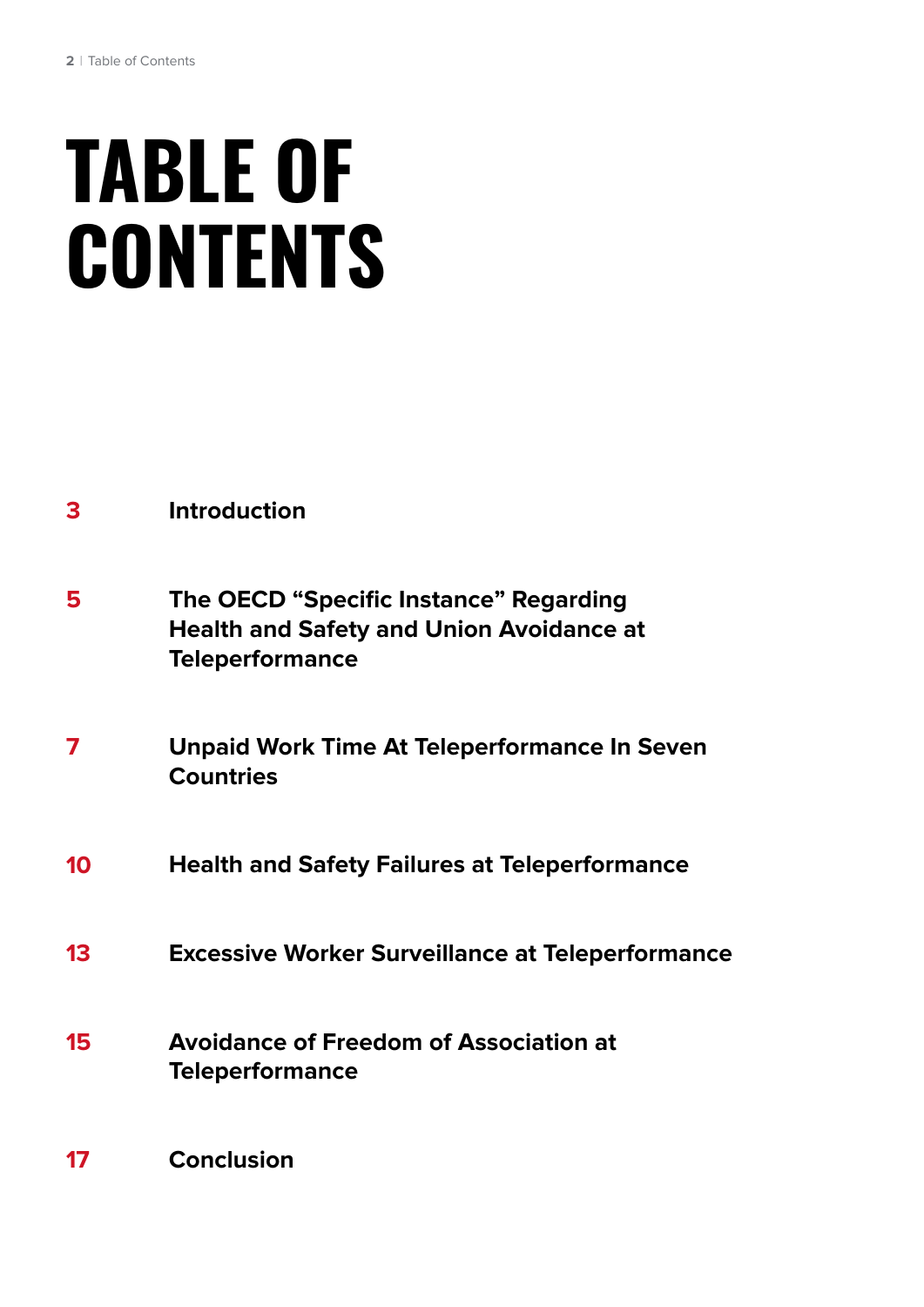# TABLE OF CONTENTS

| | |
|---|---|
| 3 | **Introduction** |
| 5 | **The OECD "Specific Instance" Regarding Health and Safety and Union Avoidance at Teleperformance** |
| 7 | **Unpaid Work Time At Teleperformance In Seven Countries** |
| 10 | **Health and Safety Failures at Teleperformance** |
| 13 | **Excessive Worker Surveillance at Teleperformance** |
| 15 | **Avoidance of Freedom of Association at Teleperformance** |
| 17 | **Conclusion** |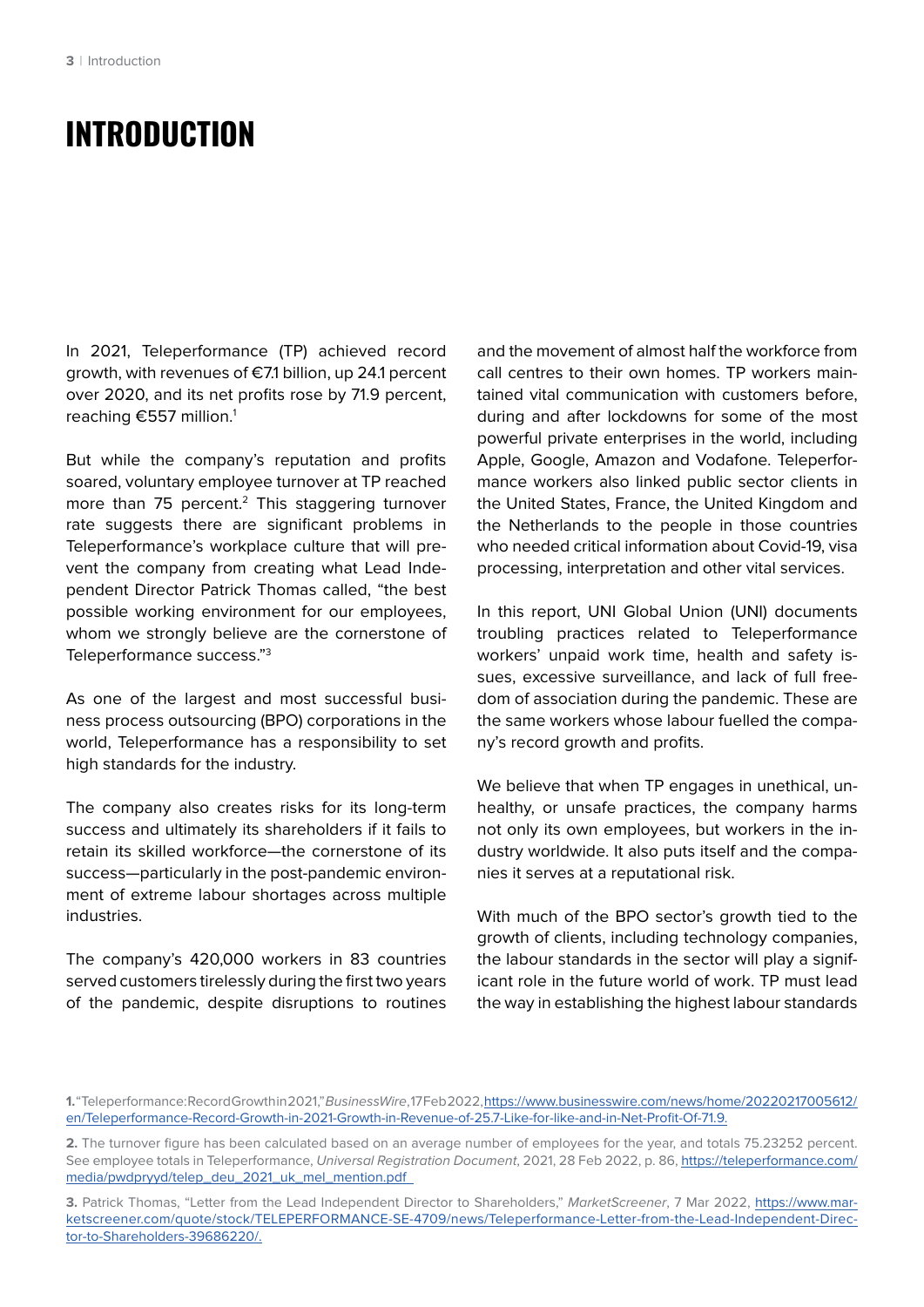# INTRODUCTION

In 2021, Teleperformance (TP) achieved record growth, with revenues of €7.1 billion, up 24.1 percent over 2020, and its net profits rose by 71.9 percent, reaching €557 million.[1]

But while the company's reputation and profits soared, voluntary employee turnover at TP reached more than 75 percent.[2] This staggering turnover rate suggests there are significant problems in Teleperformance's workplace culture that will prevent the company from creating what Lead Independent Director Patrick Thomas called, "the best possible working environment for our employees, whom we strongly believe are the cornerstone of Teleperformance success."[3]

As one of the largest and most successful business process outsourcing (BPO) corporations in the world, Teleperformance has a responsibility to set high standards for the industry.

The company also creates risks for its long-term success and ultimately its shareholders if it fails to retain its skilled workforce—the cornerstone of its success—particularly in the post-pandemic environment of extreme labour shortages across multiple industries.

The company's 420,000 workers in 83 countries served customers tirelessly during the first two years of the pandemic, despite disruptions to routines and the movement of almost half the workforce from call centres to their own homes. TP workers maintained vital communication with customers before, during and after lockdowns for some of the most powerful private enterprises in the world, including Apple, Google, Amazon and Vodafone. Teleperformance workers also linked public sector clients in the United States, France, the United Kingdom and the Netherlands to the people in those countries who needed critical information about Covid-19, visa processing, interpretation and other vital services.

In this report, UNI Global Union (UNI) documents troubling practices related to Teleperformance workers' unpaid work time, health and safety issues, excessive surveillance, and lack of full freedom of association during the pandemic. These are the same workers whose labour fuelled the company's record growth and profits.

We believe that when TP engages in unethical, unhealthy, or unsafe practices, the company harms not only its own employees, but workers in the industry worldwide. It also puts itself and the companies it serves at a reputational risk.

With much of the BPO sector's growth tied to the growth of clients, including technology companies, the labour standards in the sector will play a significant role in the future world of work. TP must lead the way in establishing the highest labour standards

**1.** "Teleperformance: Record Growth in 2021," *BusinessWire*, 17 Feb 2022, https://www.businesswire.com/news/home/20220217005612/en/Teleperformance-Record-Growth-in-2021-Growth-in-Revenue-of-25.7-Like-for-like-and-in-Net-Profit-Of-71.9.

**2.** The turnover figure has been calculated based on an average number of employees for the year, and totals 75.23252 percent. See employee totals in Teleperformance, *Universal Registration Document*, 2021, 28 Feb 2022, p. 86, https://teleperformance.com/media/pwdpryyd/telep_deu_2021_uk_mel_mention.pdf

**3.** Patrick Thomas, "Letter from the Lead Independent Director to Shareholders," *MarketScreener*, 7 Mar 2022, https://www.marketscreener.com/quote/stock/TELEPERFORMANCE-SE-4709/news/Teleperformance-Letter-from-the-Lead-Independent-Director-to-Shareholders-39686220/.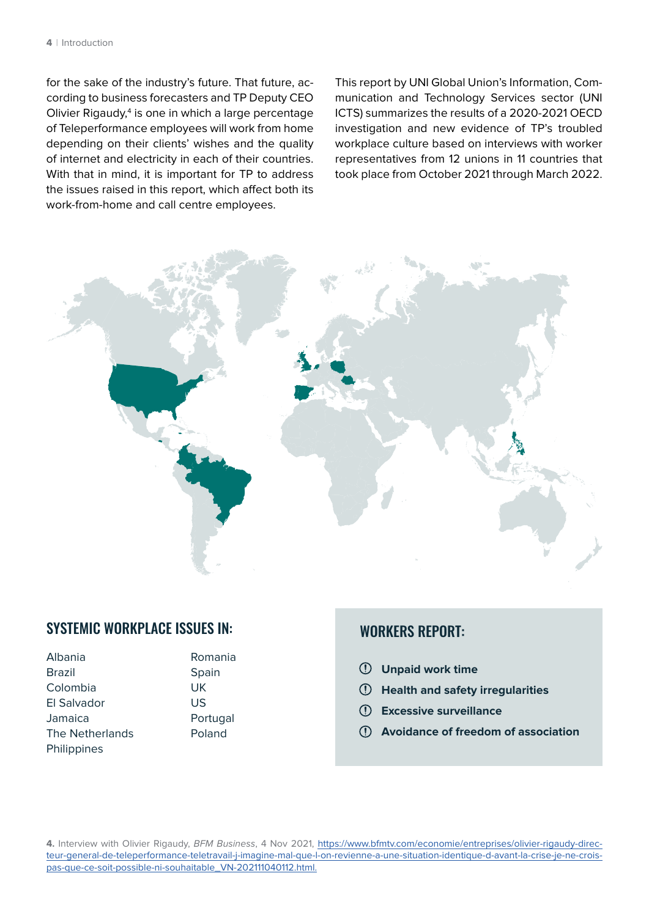for the sake of the industry's future. That future, according to business forecasters and TP Deputy CEO Olivier Rigaudy,[4] is one in which a large percentage of Teleperformance employees will work from home depending on their clients' wishes and the quality of internet and electricity in each of their countries. With that in mind, it is important for TP to address the issues raised in this report, which affect both its work-from-home and call centre employees.

This report by UNI Global Union's Information, Communication and Technology Services sector (UNI ICTS) summarizes the results of a 2020-2021 OECD investigation and new evidence of TP's troubled workplace culture based on interviews with worker representatives from 12 unions in 11 countries that took place from October 2021 through March 2022.

## SYSTEMIC WORKPLACE ISSUES IN:

- Albania
- Brazil
- Colombia
- El Salvador
- Jamaica
- The Netherlands
- Philippines
- Romania
- Spain
- UK
- US
- Portugal
- Poland

## WORKERS REPORT:

- **Unpaid work time**
- **Health and safety irregularities**
- **Excessive surveillance**
- **Avoidance of freedom of association**

**4.** Interview with Olivier Rigaudy, *BFM Business*, 4 Nov 2021, https://www.bfmtv.com/economie/entreprises/olivier-rigaudy-directeur-general-de-teleperformance-teletravail-j-imagine-mal-que-l-on-revienne-a-une-situation-identique-d-avant-la-crise-je-ne-crois-pas-que-ce-soit-possible-ni-souhaitable_VN-202111040112.html.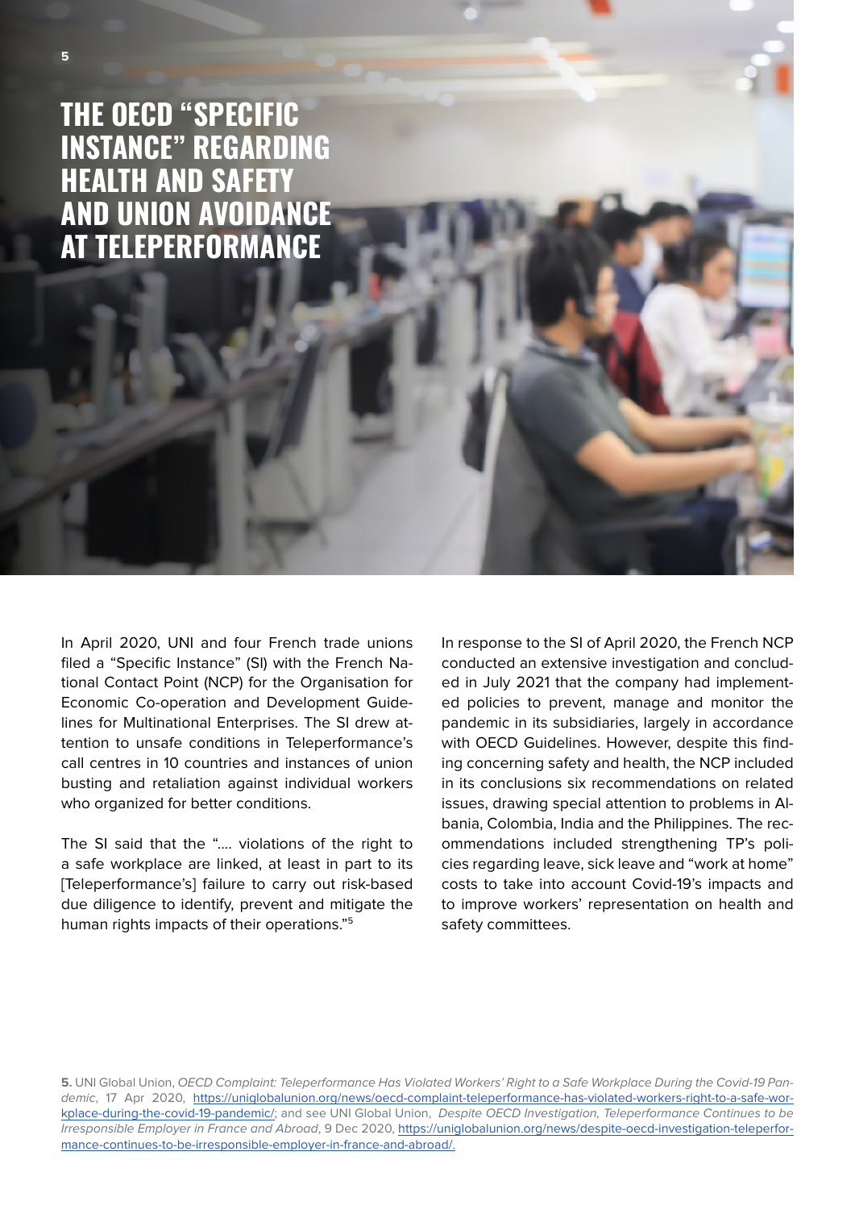# THE OECD "SPECIFIC INSTANCE" REGARDING HEALTH AND SAFETY AND UNION AVOIDANCE AT TELEPERFORMANCE

In April 2020, UNI and four French trade unions filed a "Specific Instance" (SI) with the French National Contact Point (NCP) for the Organisation for Economic Co-operation and Development Guidelines for Multinational Enterprises. The SI drew attention to unsafe conditions in Teleperformance's call centres in 10 countries and instances of union busting and retaliation against individual workers who organized for better conditions.

The SI said that the ".... violations of the right to a safe workplace are linked, at least in part to its [Teleperformance's] failure to carry out risk-based due diligence to identify, prevent and mitigate the human rights impacts of their operations."[5]

In response to the SI of April 2020, the French NCP conducted an extensive investigation and concluded in July 2021 that the company had implemented policies to prevent, manage and monitor the pandemic in its subsidiaries, largely in accordance with OECD Guidelines. However, despite this finding concerning safety and health, the NCP included in its conclusions six recommendations on related issues, drawing special attention to problems in Albania, Colombia, India and the Philippines. The recommendations included strengthening TP's policies regarding leave, sick leave and "work at home" costs to take into account Covid-19's impacts and to improve workers' representation on health and safety committees.

**5.** UNI Global Union, *OECD Complaint: Teleperformance Has Violated Workers' Right to a Safe Workplace During the Covid-19 Pandemic*, 17 Apr 2020, https://uniglobalunion.org/news/oecd-complaint-teleperformance-has-violated-workers-right-to-a-safe-workplace-during-the-covid-19-pandemic/; and see UNI Global Union, *Despite OECD Investigation, Teleperformance Continues to be Irresponsible Employer in France and Abroad*, 9 Dec 2020, https://uniglobalunion.org/news/despite-oecd-investigation-teleperformance-continues-to-be-irresponsible-employer-in-france-and-abroad/.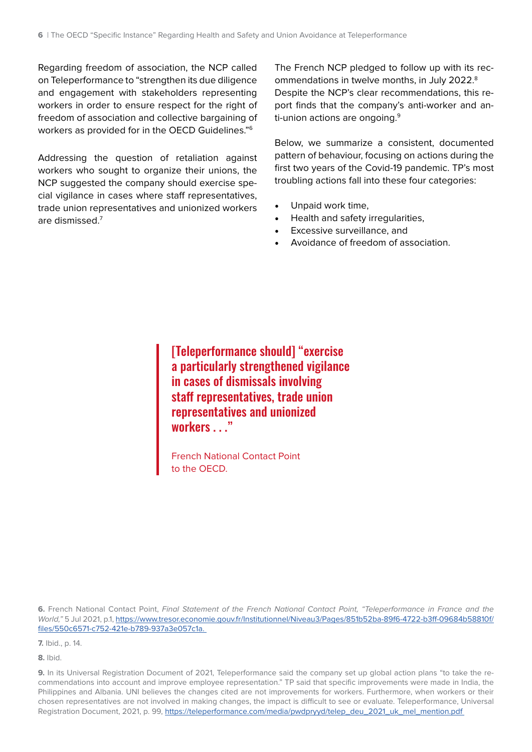Regarding freedom of association, the NCP called on Teleperformance to "strengthen its due diligence and engagement with stakeholders representing workers in order to ensure respect for the right of freedom of association and collective bargaining of workers as provided for in the OECD Guidelines."[6]

Addressing the question of retaliation against workers who sought to organize their unions, the NCP suggested the company should exercise special vigilance in cases where staff representatives, trade union representatives and unionized workers are dismissed.[7]

The French NCP pledged to follow up with its recommendations in twelve months, in July 2022.[8] Despite the NCP's clear recommendations, this report finds that the company's anti-worker and anti-union actions are ongoing.[9]

Below, we summarize a consistent, documented pattern of behaviour, focusing on actions during the first two years of the Covid-19 pandemic. TP's most troubling actions fall into these four categories:

- Unpaid work time,
- Health and safety irregularities,
- Excessive surveillance, and
- Avoidance of freedom of association.

> **[Teleperformance should] "exercise a particularly strengthened vigilance in cases of dismissals involving staff representatives, trade union representatives and unionized workers . . ."**
>
> French National Contact Point to the OECD.

**6.** French National Contact Point, *Final Statement of the French National Contact Point, "Teleperformance in France and the World,"* 5 Jul 2021, p.1, https://www.tresor.economie.gouv.fr/Institutionnel/Niveau3/Pages/851b52ba-89f6-4722-b3ff-09684b58810f/files/550c6571-c752-421e-b789-937a3e057c1a.

**7.** Ibid., p. 14.

**8.** Ibid.

**9.** In its Universal Registration Document of 2021, Teleperformance said the company set up global action plans "to take the recommendations into account and improve employee representation." TP said that specific improvements were made in India, the Philippines and Albania. UNI believes the changes cited are not improvements for workers. Furthermore, when workers or their chosen representatives are not involved in making changes, the impact is difficult to see or evaluate. Teleperformance, Universal Registration Document, 2021, p. 99, https://teleperformance.com/media/pwdpryyd/telep_deu_2021_uk_mel_mention.pdf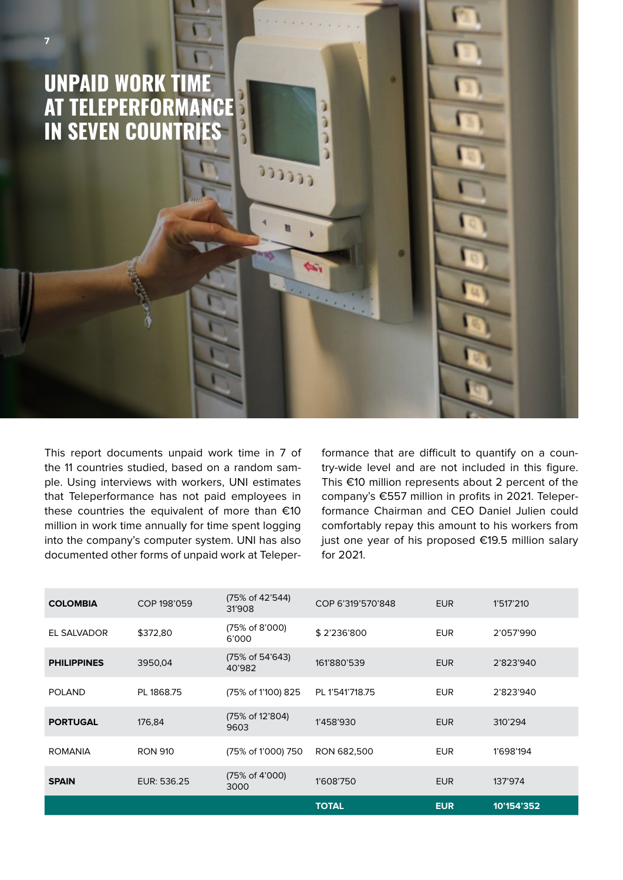# UNPAID WORK TIME AT TELEPERFORMANCE IN SEVEN COUNTRIES

This report documents unpaid work time in 7 of the 11 countries studied, based on a random sample. Using interviews with workers, UNI estimates that Teleperformance has not paid employees in these countries the equivalent of more than €10 million in work time annually for time spent logging into the company's computer system. UNI has also documented other forms of unpaid work at Teleperformance that are difficult to quantify on a country-wide level and are not included in this figure. This €10 million represents about 2 percent of the company's €557 million in profits in 2021. Teleperformance Chairman and CEO Daniel Julien could comfortably repay this amount to his workers from just one year of his proposed €19.5 million salary for 2021.

| | | | | | |
|---|---|---|---|---|---|
| **COLOMBIA** | COP 198'059 | (75% of 42'544) 31'908 | COP 6'319'570'848 | EUR | 1'517'210 |
| EL SALVADOR | $372,80 | (75% of 8'000) 6'000 | $ 2'236'800 | EUR | 2'057'990 |
| **PHILIPPINES** | 3950,04 | (75% of 54'643) 40'982 | 161'880'539 | EUR | 2'823'940 |
| POLAND | PL 1868.75 | (75% of 1'100) 825 | PL 1'541'718.75 | EUR | 2'823'940 |
| **PORTUGAL** | 176,84 | (75% of 12'804) 9603 | 1'458'930 | EUR | 310'294 |
| ROMANIA | RON 910 | (75% of 1'000) 750 | RON 682,500 | EUR | 1'698'194 |
| **SPAIN** | EUR: 536.25 | (75% of 4'000) 3000 | 1'608'750 | EUR | 137'974 |
| | | | **TOTAL** | **EUR** | **10'154'352** |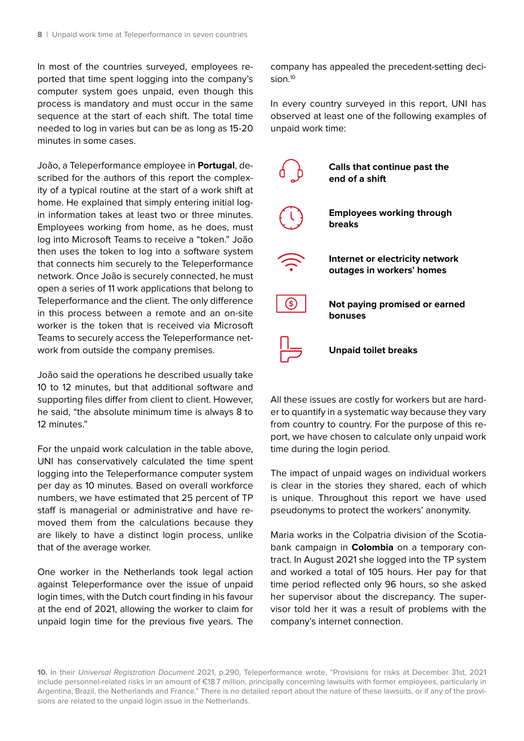In most of the countries surveyed, employees reported that time spent logging into the company's computer system goes unpaid, even though this process is mandatory and must occur in the same sequence at the start of each shift. The total time needed to log in varies but can be as long as 15-20 minutes in some cases.

João, a Teleperformance employee in **Portugal**, described for the authors of this report the complexity of a typical routine at the start of a work shift at home. He explained that simply entering initial login information takes at least two or three minutes. Employees working from home, as he does, must log into Microsoft Teams to receive a "token." João then uses the token to log into a software system that connects him securely to the Teleperformance network. Once João is securely connected, he must open a series of 11 work applications that belong to Teleperformance and the client. The only difference in this process between a remote and an on-site worker is the token that is received via Microsoft Teams to securely access the Teleperformance network from outside the company premises.

João said the operations he described usually take 10 to 12 minutes, but that additional software and supporting files differ from client to client. However, he said, "the absolute minimum time is always 8 to 12 minutes."

For the unpaid work calculation in the table above, UNI has conservatively calculated the time spent logging into the Teleperformance computer system per day as 10 minutes. Based on overall workforce numbers, we have estimated that 25 percent of TP staff is managerial or administrative and have removed them from the calculations because they are likely to have a distinct login process, unlike that of the average worker.

One worker in the Netherlands took legal action against Teleperformance over the issue of unpaid login times, with the Dutch court finding in his favour at the end of 2021, allowing the worker to claim for unpaid login time for the previous five years. The company has appealed the precedent-setting decision.[10]

In every country surveyed in this report, UNI has observed at least one of the following examples of unpaid work time:

- **Calls that continue past the end of a shift**
- **Employees working through breaks**
- **Internet or electricity network outages in workers' homes**
- **Not paying promised or earned bonuses**
- **Unpaid toilet breaks**

All these issues are costly for workers but are harder to quantify in a systematic way because they vary from country to country. For the purpose of this report, we have chosen to calculate only unpaid work time during the login period.

The impact of unpaid wages on individual workers is clear in the stories they shared, each of which is unique. Throughout this report we have used pseudonyms to protect the workers' anonymity.

Maria works in the Colpatria division of the Scotiabank campaign in **Colombia** on a temporary contract. In August 2021 she logged into the TP system and worked a total of 105 hours. Her pay for that time period reflected only 96 hours, so she asked her supervisor about the discrepancy. The supervisor told her it was a result of problems with the company's internet connection.

**10.** In their *Universal Registration Document* 2021, p.290, Teleperformance wrote, "Provisions for risks at December 31st, 2021 include personnel-related risks in an amount of €18.7 million, principally concerning lawsuits with former employees, particularly in Argentina, Brazil, the Netherlands and France." There is no detailed report about the nature of these lawsuits, or if any of the provisions are related to the unpaid login issue in the Netherlands.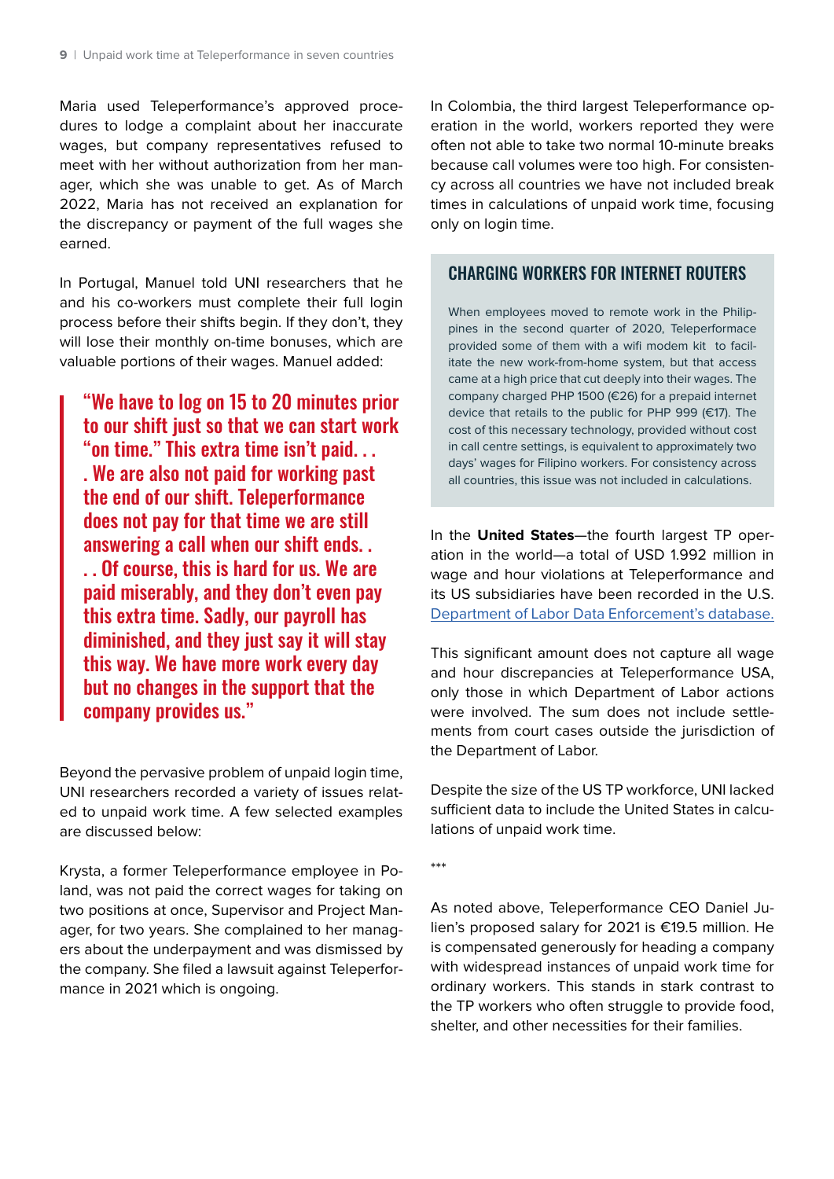Maria used Teleperformance's approved procedures to lodge a complaint about her inaccurate wages, but company representatives refused to meet with her without authorization from her manager, which she was unable to get. As of March 2022, Maria has not received an explanation for the discrepancy or payment of the full wages she earned.

In Portugal, Manuel told UNI researchers that he and his co-workers must complete their full login process before their shifts begin. If they don't, they will lose their monthly on-time bonuses, which are valuable portions of their wages. Manuel added:

> "We have to log on 15 to 20 minutes prior to our shift just so that we can start work "on time." This extra time isn't paid. . . . We are also not paid for working past the end of our shift. Teleperformance does not pay for that time we are still answering a call when our shift ends. . . . Of course, this is hard for us. We are paid miserably, and they don't even pay this extra time. Sadly, our payroll has diminished, and they just say it will stay this way. We have more work every day but no changes in the support that the company provides us."

Beyond the pervasive problem of unpaid login time, UNI researchers recorded a variety of issues related to unpaid work time. A few selected examples are discussed below:

Krysta, a former Teleperformance employee in Poland, was not paid the correct wages for taking on two positions at once, Supervisor and Project Manager, for two years. She complained to her managers about the underpayment and was dismissed by the company. She filed a lawsuit against Teleperformance in 2021 which is ongoing.

In Colombia, the third largest Teleperformance operation in the world, workers reported they were often not able to take two normal 10-minute breaks because call volumes were too high. For consistency across all countries we have not included break times in calculations of unpaid work time, focusing only on login time.

### CHARGING WORKERS FOR INTERNET ROUTERS

When employees moved to remote work in the Philippines in the second quarter of 2020, Teleperformace provided some of them with a wifi modem kit to facilitate the new work-from-home system, but that access came at a high price that cut deeply into their wages. The company charged PHP 1500 (€26) for a prepaid internet device that retails to the public for PHP 999 (€17). The cost of this necessary technology, provided without cost in call centre settings, is equivalent to approximately two days' wages for Filipino workers. For consistency across all countries, this issue was not included in calculations.

In the **United States**—the fourth largest TP operation in the world—a total of USD 1.992 million in wage and hour violations at Teleperformance and its US subsidiaries have been recorded in the U.S. Department of Labor Data Enforcement's database.

This significant amount does not capture all wage and hour discrepancies at Teleperformance USA, only those in which Department of Labor actions were involved. The sum does not include settlements from court cases outside the jurisdiction of the Department of Labor.

Despite the size of the US TP workforce, UNI lacked sufficient data to include the United States in calculations of unpaid work time.

***

As noted above, Teleperformance CEO Daniel Julien's proposed salary for 2021 is €19.5 million. He is compensated generously for heading a company with widespread instances of unpaid work time for ordinary workers. This stands in stark contrast to the TP workers who often struggle to provide food, shelter, and other necessities for their families.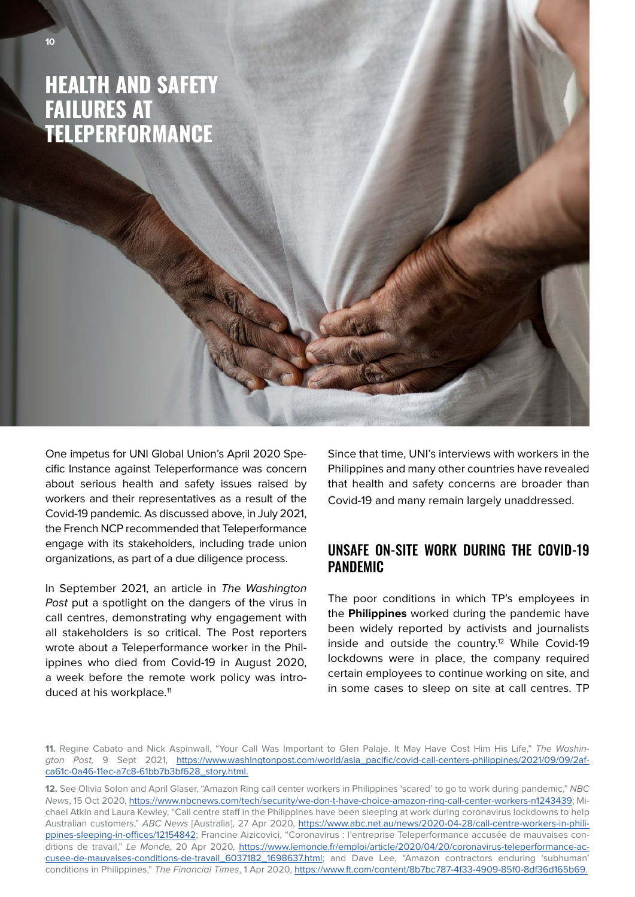# HEALTH AND SAFETY FAILURES AT TELEPERFORMANCE

One impetus for UNI Global Union's April 2020 Specific Instance against Teleperformance was concern about serious health and safety issues raised by workers and their representatives as a result of the Covid-19 pandemic. As discussed above, in July 2021, the French NCP recommended that Teleperformance engage with its stakeholders, including trade union organizations, as part of a due diligence process.

In September 2021, an article in *The Washington Post* put a spotlight on the dangers of the virus in call centres, demonstrating why engagement with all stakeholders is so critical. The Post reporters wrote about a Teleperformance worker in the Philippines who died from Covid-19 in August 2020, a week before the remote work policy was introduced at his workplace.[11]

Since that time, UNI's interviews with workers in the Philippines and many other countries have revealed that health and safety concerns are broader than Covid-19 and many remain largely unaddressed.

## UNSAFE ON-SITE WORK DURING THE COVID-19 PANDEMIC

The poor conditions in which TP's employees in the **Philippines** worked during the pandemic have been widely reported by activists and journalists inside and outside the country.[12] While Covid-19 lockdowns were in place, the company required certain employees to continue working on site, and in some cases to sleep on site at call centres. TP

**11.** Regine Cabato and Nick Aspinwall, "Your Call Was Important to Glen Palaje. It May Have Cost Him His Life," *The Washington Post,* 9 Sept 2021, https://www.washingtonpost.com/world/asia_pacific/covid-call-centers-philippines/2021/09/09/2afca61c-0a46-11ec-a7c8-61bb7b3bf628_story.html.

**12.** See Olivia Solon and April Glaser, "Amazon Ring call center workers in Philippines 'scared' to go to work during pandemic," *NBC News*, 15 Oct 2020, https://www.nbcnews.com/tech/security/we-don-t-have-choice-amazon-ring-call-center-workers-n1243439; Michael Atkin and Laura Kewley, "Call centre staff in the Philippines have been sleeping at work during coronavirus lockdowns to help Australian customers," *ABC News* [Australia], 27 Apr 2020, https://www.abc.net.au/news/2020-04-28/call-centre-workers-in-philippines-sleeping-in-offices/12154842; Francine Aizicovici, "Coronavirus : l'entreprise Teleperformance accusée de mauvaises conditions de travail," *Le Monde,* 20 Apr 2020, https://www.lemonde.fr/emploi/article/2020/04/20/coronavirus-teleperformance-accusee-de-mauvaises-conditions-de-travail_6037182_1698637.html; and Dave Lee, "Amazon contractors enduring 'subhuman' conditions in Philippines," *The Financial Times*, 1 Apr 2020, https://www.ft.com/content/8b7bc787-4f33-4909-85f0-8df36d165b69.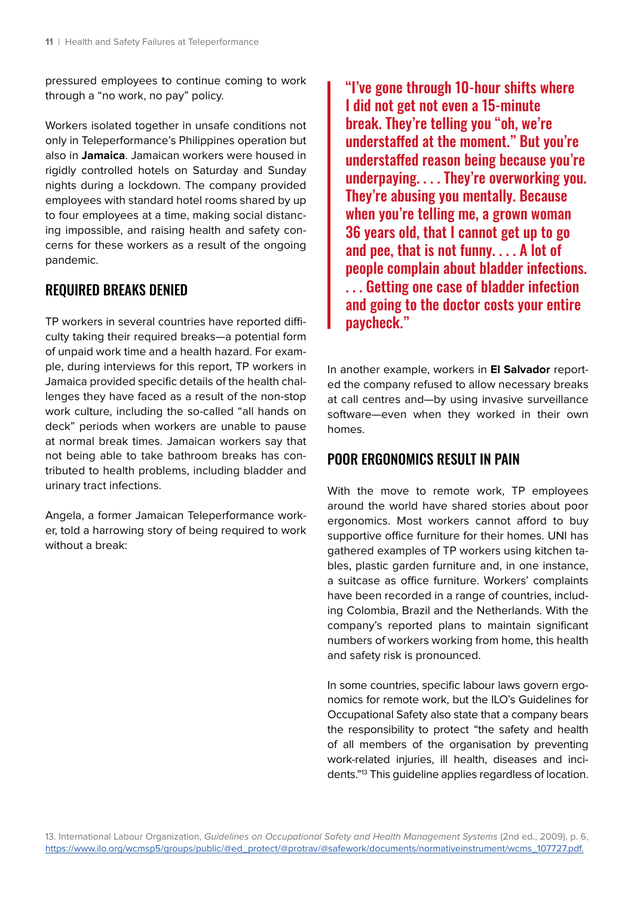pressured employees to continue coming to work through a "no work, no pay" policy.

Workers isolated together in unsafe conditions not only in Teleperformance's Philippines operation but also in **Jamaica**. Jamaican workers were housed in rigidly controlled hotels on Saturday and Sunday nights during a lockdown. The company provided employees with standard hotel rooms shared by up to four employees at a time, making social distancing impossible, and raising health and safety concerns for these workers as a result of the ongoing pandemic.

## REQUIRED BREAKS DENIED

TP workers in several countries have reported difficulty taking their required breaks—a potential form of unpaid work time and a health hazard. For example, during interviews for this report, TP workers in Jamaica provided specific details of the health challenges they have faced as a result of the non-stop work culture, including the so-called "all hands on deck" periods when workers are unable to pause at normal break times. Jamaican workers say that not being able to take bathroom breaks has contributed to health problems, including bladder and urinary tract infections.

Angela, a former Jamaican Teleperformance worker, told a harrowing story of being required to work without a break:

> **"I've gone through 10-hour shifts where I did not get not even a 15-minute break. They're telling you "oh, we're understaffed at the moment." But you're understaffed reason being because you're underpaying. . . . They're overworking you. They're abusing you mentally. Because when you're telling me, a grown woman 36 years old, that I cannot get up to go and pee, that is not funny. . . . A lot of people complain about bladder infections. . . . Getting one case of bladder infection and going to the doctor costs your entire paycheck."**

In another example, workers in **El Salvador** reported the company refused to allow necessary breaks at call centres and—by using invasive surveillance software—even when they worked in their own homes.

## POOR ERGONOMICS RESULT IN PAIN

With the move to remote work, TP employees around the world have shared stories about poor ergonomics. Most workers cannot afford to buy supportive office furniture for their homes. UNI has gathered examples of TP workers using kitchen tables, plastic garden furniture and, in one instance, a suitcase as office furniture. Workers' complaints have been recorded in a range of countries, including Colombia, Brazil and the Netherlands. With the company's reported plans to maintain significant numbers of workers working from home, this health and safety risk is pronounced.

In some countries, specific labour laws govern ergonomics for remote work, but the ILO's Guidelines for Occupational Safety also state that a company bears the responsibility to protect "the safety and health of all members of the organisation by preventing work-related injuries, ill health, diseases and incidents."[13] This guideline applies regardless of location.

13. International Labour Organization, *Guidelines on Occupational Safety and Health Management Systems* (2nd ed., 2009), p. 6, https://www.ilo.org/wcmsp5/groups/public/@ed_protect/@protrav/@safework/documents/normativeinstrument/wcms_107727.pdf.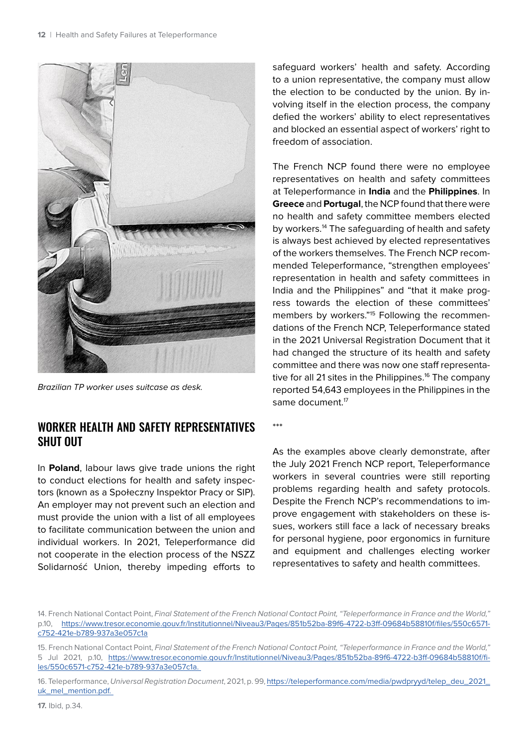*Brazilian TP worker uses suitcase as desk.*

## WORKER HEALTH AND SAFETY REPRESENTATIVES SHUT OUT

In **Poland**, labour laws give trade unions the right to conduct elections for health and safety inspectors (known as a Społeczny Inspektor Pracy or SIP). An employer may not prevent such an election and must provide the union with a list of all employees to facilitate communication between the union and individual workers. In 2021, Teleperformance did not cooperate in the election process of the NSZZ Solidarność Union, thereby impeding efforts to safeguard workers' health and safety. According to a union representative, the company must allow the election to be conducted by the union. By involving itself in the election process, the company defied the workers' ability to elect representatives and blocked an essential aspect of workers' right to freedom of association.

The French NCP found there were no employee representatives on health and safety committees at Teleperformance in **India** and the **Philippines**. In **Greece** and **Portugal**, the NCP found that there were no health and safety committee members elected by workers.[14] The safeguarding of health and safety is always best achieved by elected representatives of the workers themselves. The French NCP recommended Teleperformance, "strengthen employees' representation in health and safety committees in India and the Philippines" and "that it make progress towards the election of these committees' members by workers."[15] Following the recommendations of the French NCP, Teleperformance stated in the 2021 Universal Registration Document that it had changed the structure of its health and safety committee and there was now one staff representative for all 21 sites in the Philippines.[16] The company reported 54,643 employees in the Philippines in the same document.[17]

***

As the examples above clearly demonstrate, after the July 2021 French NCP report, Teleperformance workers in several countries were still reporting problems regarding health and safety protocols. Despite the French NCP's recommendations to improve engagement with stakeholders on these issues, workers still face a lack of necessary breaks for personal hygiene, poor ergonomics in furniture and equipment and challenges electing worker representatives to safety and health committees.

14. French National Contact Point, *Final Statement of the French National Contact Point, "Teleperformance in France and the World,"* p.10, https://www.tresor.economie.gouv.fr/Institutionnel/Niveau3/Pages/851b52ba-89f6-4722-b3ff-09684b58810f/files/550c6571-c752-421e-b789-937a3e057c1a

15. French National Contact Point, *Final Statement of the French National Contact Point, "Teleperformance in France and the World,"* 5 Jul 2021, p.10, https://www.tresor.economie.gouv.fr/Institutionnel/Niveau3/Pages/851b52ba-89f6-4722-b3ff-09684b58810f/files/550c6571-c752-421e-b789-937a3e057c1a.

16. Teleperformance, *Universal Registration Document*, 2021, p. 99, https://teleperformance.com/media/pwdpryyd/telep_deu_2021_uk_mel_mention.pdf.

**17.** Ibid, p.34.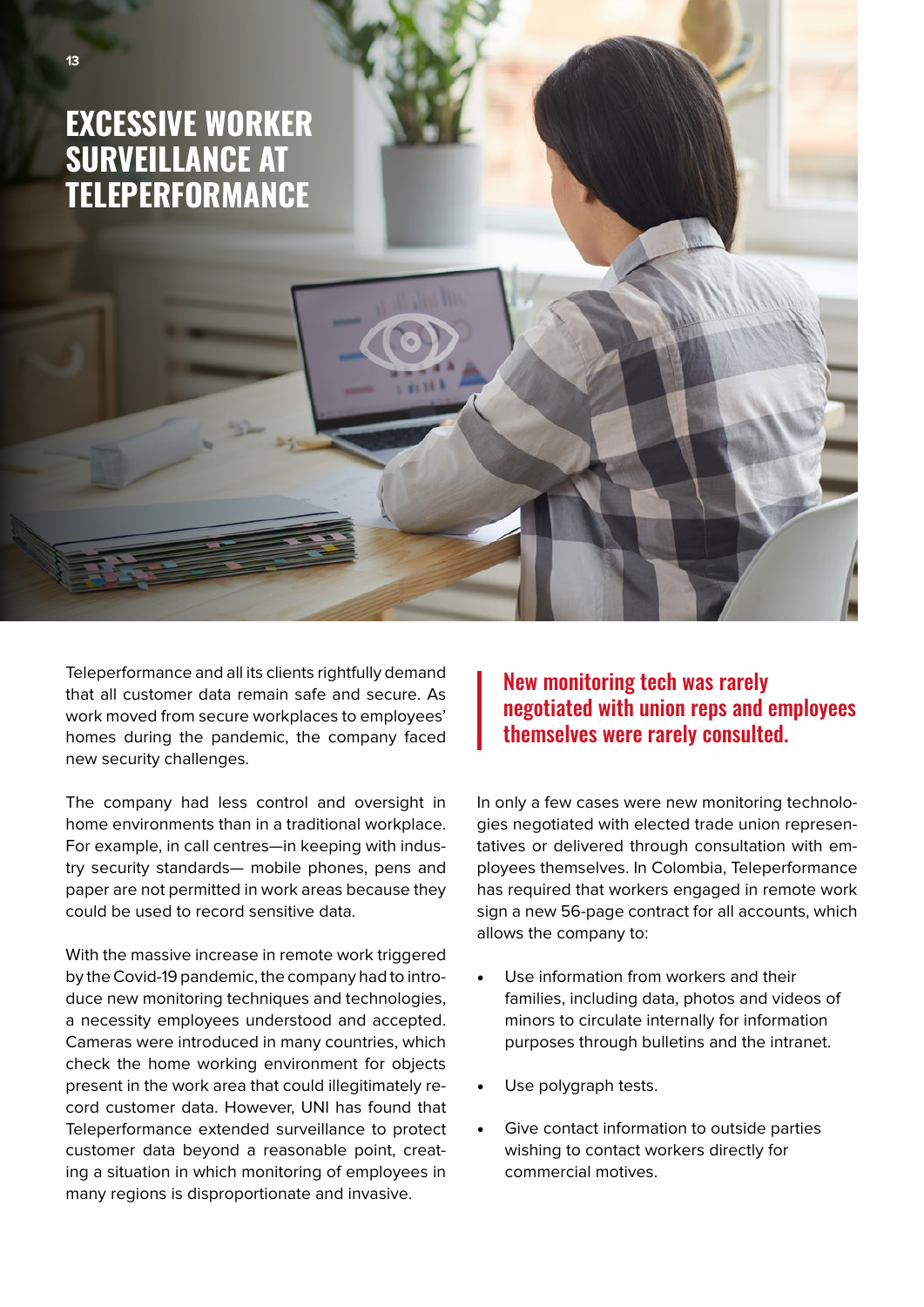# EXCESSIVE WORKER SURVEILLANCE AT TELEPERFORMANCE

Teleperformance and all its clients rightfully demand that all customer data remain safe and secure. As work moved from secure workplaces to employees' homes during the pandemic, the company faced new security challenges.

The company had less control and oversight in home environments than in a traditional workplace. For example, in call centres—in keeping with industry security standards— mobile phones, pens and paper are not permitted in work areas because they could be used to record sensitive data.

With the massive increase in remote work triggered by the Covid-19 pandemic, the company had to introduce new monitoring techniques and technologies, a necessity employees understood and accepted. Cameras were introduced in many countries, which check the home working environment for objects present in the work area that could illegitimately record customer data. However, UNI has found that Teleperformance extended surveillance to protect customer data beyond a reasonable point, creating a situation in which monitoring of employees in many regions is disproportionate and invasive.

> **New monitoring tech was rarely negotiated with union reps and employees themselves were rarely consulted.**

In only a few cases were new monitoring technologies negotiated with elected trade union representatives or delivered through consultation with employees themselves. In Colombia, Teleperformance has required that workers engaged in remote work sign a new 56-page contract for all accounts, which allows the company to:

- Use information from workers and their families, including data, photos and videos of minors to circulate internally for information purposes through bulletins and the intranet.
- Use polygraph tests.
- Give contact information to outside parties wishing to contact workers directly for commercial motives.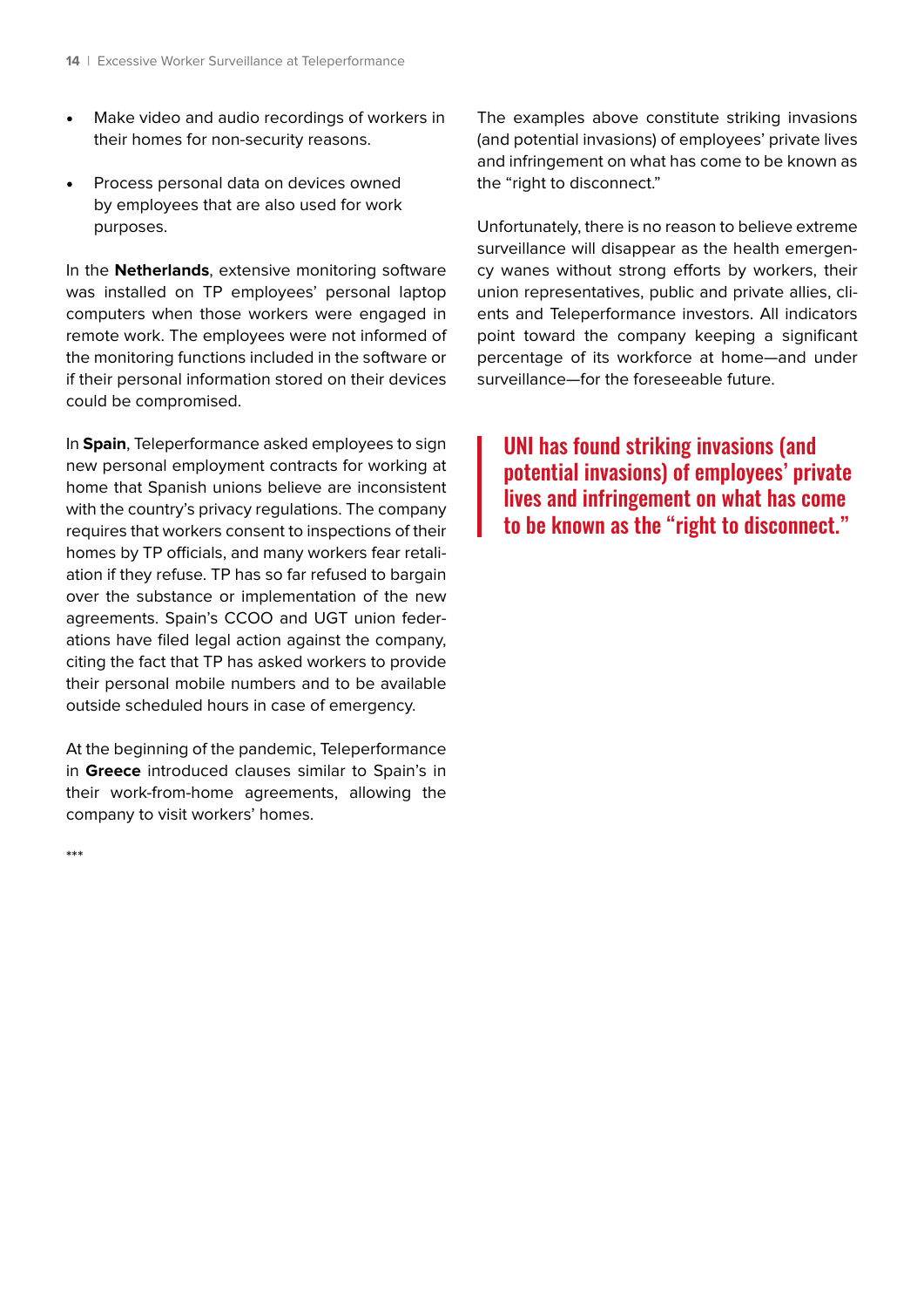- Make video and audio recordings of workers in their homes for non-security reasons.
- Process personal data on devices owned by employees that are also used for work purposes.

In the **Netherlands**, extensive monitoring software was installed on TP employees' personal laptop computers when those workers were engaged in remote work. The employees were not informed of the monitoring functions included in the software or if their personal information stored on their devices could be compromised.

In **Spain**, Teleperformance asked employees to sign new personal employment contracts for working at home that Spanish unions believe are inconsistent with the country's privacy regulations. The company requires that workers consent to inspections of their homes by TP officials, and many workers fear retaliation if they refuse. TP has so far refused to bargain over the substance or implementation of the new agreements. Spain's CCOO and UGT union federations have filed legal action against the company, citing the fact that TP has asked workers to provide their personal mobile numbers and to be available outside scheduled hours in case of emergency.

At the beginning of the pandemic, Teleperformance in **Greece** introduced clauses similar to Spain's in their work-from-home agreements, allowing the company to visit workers' homes.

***

The examples above constitute striking invasions (and potential invasions) of employees' private lives and infringement on what has come to be known as the "right to disconnect."

Unfortunately, there is no reason to believe extreme surveillance will disappear as the health emergency wanes without strong efforts by workers, their union representatives, public and private allies, clients and Teleperformance investors. All indicators point toward the company keeping a significant percentage of its workforce at home—and under surveillance—for the foreseeable future.

> **UNI has found striking invasions (and potential invasions) of employees' private lives and infringement on what has come to be known as the "right to disconnect."**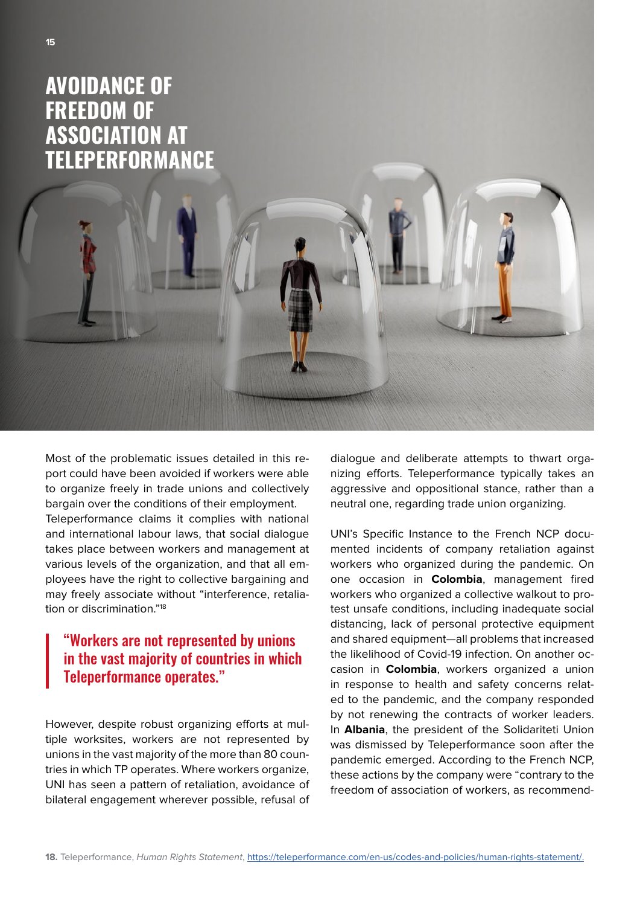# AVOIDANCE OF FREEDOM OF ASSOCIATION AT TELEPERFORMANCE

Most of the problematic issues detailed in this report could have been avoided if workers were able to organize freely in trade unions and collectively bargain over the conditions of their employment. Teleperformance claims it complies with national and international labour laws, that social dialogue takes place between workers and management at various levels of the organization, and that all employees have the right to collective bargaining and may freely associate without "interference, retaliation or discrimination."[18]

> **"Workers are not represented by unions in the vast majority of countries in which Teleperformance operates."**

However, despite robust organizing efforts at multiple worksites, workers are not represented by unions in the vast majority of the more than 80 countries in which TP operates. Where workers organize, UNI has seen a pattern of retaliation, avoidance of bilateral engagement wherever possible, refusal of dialogue and deliberate attempts to thwart organizing efforts. Teleperformance typically takes an aggressive and oppositional stance, rather than a neutral one, regarding trade union organizing.

UNI's Specific Instance to the French NCP documented incidents of company retaliation against workers who organized during the pandemic. On one occasion in **Colombia**, management fired workers who organized a collective walkout to protest unsafe conditions, including inadequate social distancing, lack of personal protective equipment and shared equipment—all problems that increased the likelihood of Covid-19 infection. On another occasion in **Colombia**, workers organized a union in response to health and safety concerns related to the pandemic, and the company responded by not renewing the contracts of worker leaders. In **Albania**, the president of the Solidariteti Union was dismissed by Teleperformance soon after the pandemic emerged. According to the French NCP, these actions by the company were "contrary to the freedom of association of workers, as recommend-

**18.** Teleperformance, *Human Rights Statement*, https://teleperformance.com/en-us/codes-and-policies/human-rights-statement/.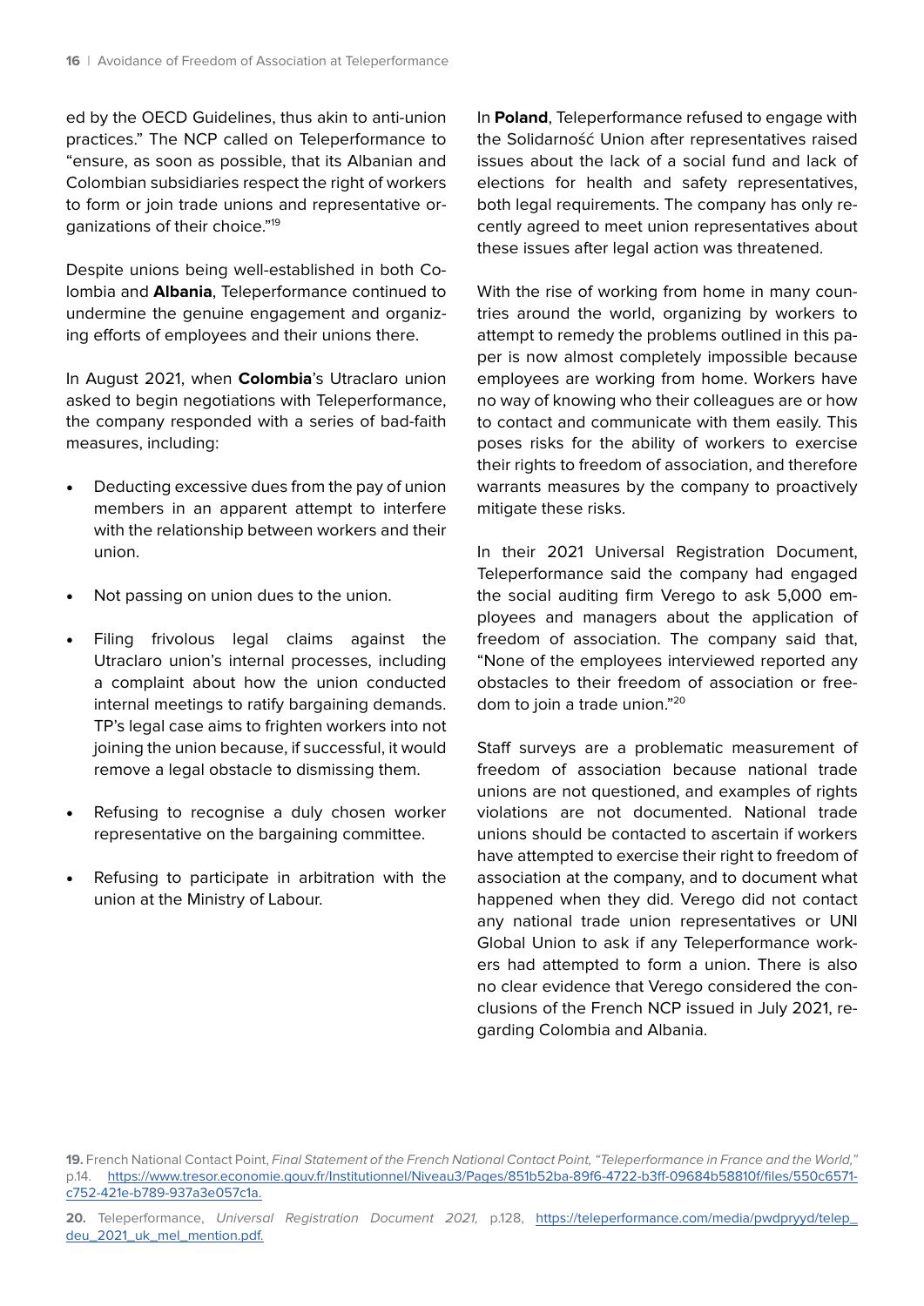ed by the OECD Guidelines, thus akin to anti-union practices." The NCP called on Teleperformance to "ensure, as soon as possible, that its Albanian and Colombian subsidiaries respect the right of workers to form or join trade unions and representative organizations of their choice."[19]

Despite unions being well-established in both Colombia and **Albania**, Teleperformance continued to undermine the genuine engagement and organizing efforts of employees and their unions there.

In August 2021, when **Colombia**'s Utraclaro union asked to begin negotiations with Teleperformance, the company responded with a series of bad-faith measures, including:

- Deducting excessive dues from the pay of union members in an apparent attempt to interfere with the relationship between workers and their union.
- Not passing on union dues to the union.
- Filing frivolous legal claims against the Utraclaro union's internal processes, including a complaint about how the union conducted internal meetings to ratify bargaining demands. TP's legal case aims to frighten workers into not joining the union because, if successful, it would remove a legal obstacle to dismissing them.
- Refusing to recognise a duly chosen worker representative on the bargaining committee.
- Refusing to participate in arbitration with the union at the Ministry of Labour.

In **Poland**, Teleperformance refused to engage with the Solidarność Union after representatives raised issues about the lack of a social fund and lack of elections for health and safety representatives, both legal requirements. The company has only recently agreed to meet union representatives about these issues after legal action was threatened.

With the rise of working from home in many countries around the world, organizing by workers to attempt to remedy the problems outlined in this paper is now almost completely impossible because employees are working from home. Workers have no way of knowing who their colleagues are or how to contact and communicate with them easily. This poses risks for the ability of workers to exercise their rights to freedom of association, and therefore warrants measures by the company to proactively mitigate these risks.

In their 2021 Universal Registration Document, Teleperformance said the company had engaged the social auditing firm Verego to ask 5,000 employees and managers about the application of freedom of association. The company said that, "None of the employees interviewed reported any obstacles to their freedom of association or freedom to join a trade union."[20]

Staff surveys are a problematic measurement of freedom of association because national trade unions are not questioned, and examples of rights violations are not documented. National trade unions should be contacted to ascertain if workers have attempted to exercise their right to freedom of association at the company, and to document what happened when they did. Verego did not contact any national trade union representatives or UNI Global Union to ask if any Teleperformance workers had attempted to form a union. There is also no clear evidence that Verego considered the conclusions of the French NCP issued in July 2021, regarding Colombia and Albania.

**19.** French National Contact Point, *Final Statement of the French National Contact Point, "Teleperformance in France and the World,"* p.14. https://www.tresor.economie.gouv.fr/Institutionnel/Niveau3/Pages/851b52ba-89f6-4722-b3ff-09684b58810f/files/550c6571-c752-421e-b789-937a3e057c1a.

**20.** Teleperformance, *Universal Registration Document 2021,* p.128, https://teleperformance.com/media/pwdpryyd/telep_deu_2021_uk_mel_mention.pdf.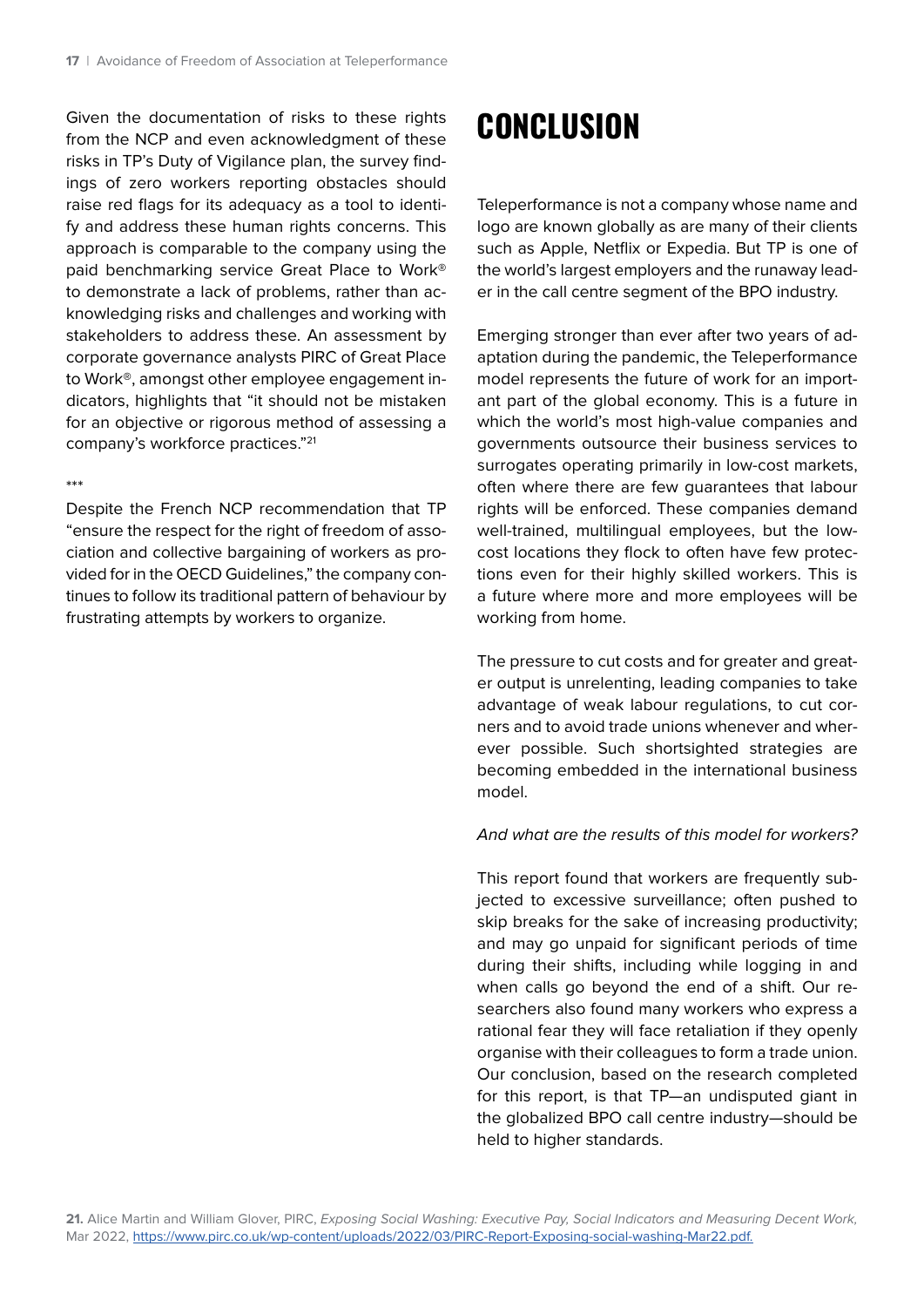Given the documentation of risks to these rights from the NCP and even acknowledgment of these risks in TP's Duty of Vigilance plan, the survey findings of zero workers reporting obstacles should raise red flags for its adequacy as a tool to identify and address these human rights concerns. This approach is comparable to the company using the paid benchmarking service Great Place to Work® to demonstrate a lack of problems, rather than acknowledging risks and challenges and working with stakeholders to address these. An assessment by corporate governance analysts PIRC of Great Place to Work®, amongst other employee engagement indicators, highlights that "it should not be mistaken for an objective or rigorous method of assessing a company's workforce practices."[21]

***

Despite the French NCP recommendation that TP "ensure the respect for the right of freedom of association and collective bargaining of workers as provided for in the OECD Guidelines," the company continues to follow its traditional pattern of behaviour by frustrating attempts by workers to organize.

# CONCLUSION

Teleperformance is not a company whose name and logo are known globally as are many of their clients such as Apple, Netflix or Expedia. But TP is one of the world's largest employers and the runaway leader in the call centre segment of the BPO industry.

Emerging stronger than ever after two years of adaptation during the pandemic, the Teleperformance model represents the future of work for an important part of the global economy. This is a future in which the world's most high-value companies and governments outsource their business services to surrogates operating primarily in low-cost markets, often where there are few guarantees that labour rights will be enforced. These companies demand well-trained, multilingual employees, but the low-cost locations they flock to often have few protections even for their highly skilled workers. This is a future where more and more employees will be working from home.

The pressure to cut costs and for greater and greater output is unrelenting, leading companies to take advantage of weak labour regulations, to cut corners and to avoid trade unions whenever and wherever possible. Such shortsighted strategies are becoming embedded in the international business model.

*And what are the results of this model for workers?*

This report found that workers are frequently subjected to excessive surveillance; often pushed to skip breaks for the sake of increasing productivity; and may go unpaid for significant periods of time during their shifts, including while logging in and when calls go beyond the end of a shift. Our researchers also found many workers who express a rational fear they will face retaliation if they openly organise with their colleagues to form a trade union. Our conclusion, based on the research completed for this report, is that TP—an undisputed giant in the globalized BPO call centre industry—should be held to higher standards.

**21.** Alice Martin and William Glover, PIRC, *Exposing Social Washing: Executive Pay, Social Indicators and Measuring Decent Work,* Mar 2022, https://www.pirc.co.uk/wp-content/uploads/2022/03/PIRC-Report-Exposing-social-washing-Mar22.pdf.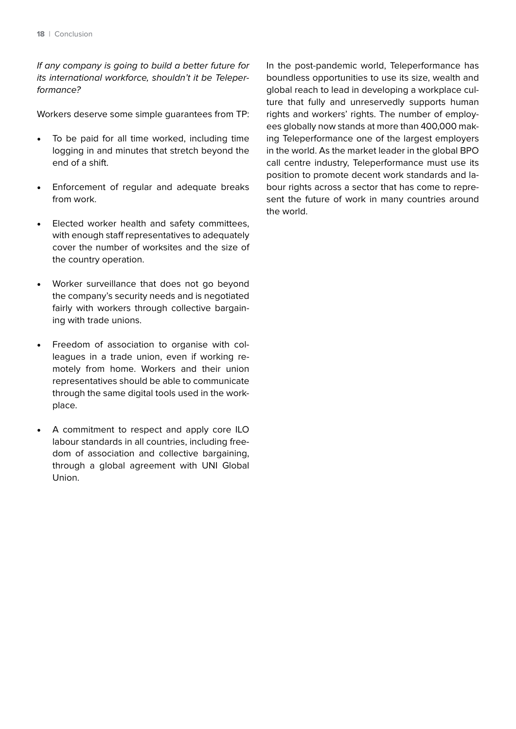*If any company is going to build a better future for its international workforce, shouldn't it be Teleperformance?*

Workers deserve some simple guarantees from TP:

- To be paid for all time worked, including time logging in and minutes that stretch beyond the end of a shift.
- Enforcement of regular and adequate breaks from work.
- Elected worker health and safety committees, with enough staff representatives to adequately cover the number of worksites and the size of the country operation.
- Worker surveillance that does not go beyond the company's security needs and is negotiated fairly with workers through collective bargaining with trade unions.
- Freedom of association to organise with colleagues in a trade union, even if working remotely from home. Workers and their union representatives should be able to communicate through the same digital tools used in the workplace.
- A commitment to respect and apply core ILO labour standards in all countries, including freedom of association and collective bargaining, through a global agreement with UNI Global Union.

In the post-pandemic world, Teleperformance has boundless opportunities to use its size, wealth and global reach to lead in developing a workplace culture that fully and unreservedly supports human rights and workers' rights. The number of employees globally now stands at more than 400,000 making Teleperformance one of the largest employers in the world. As the market leader in the global BPO call centre industry, Teleperformance must use its position to promote decent work standards and labour rights across a sector that has come to represent the future of work in many countries around the world.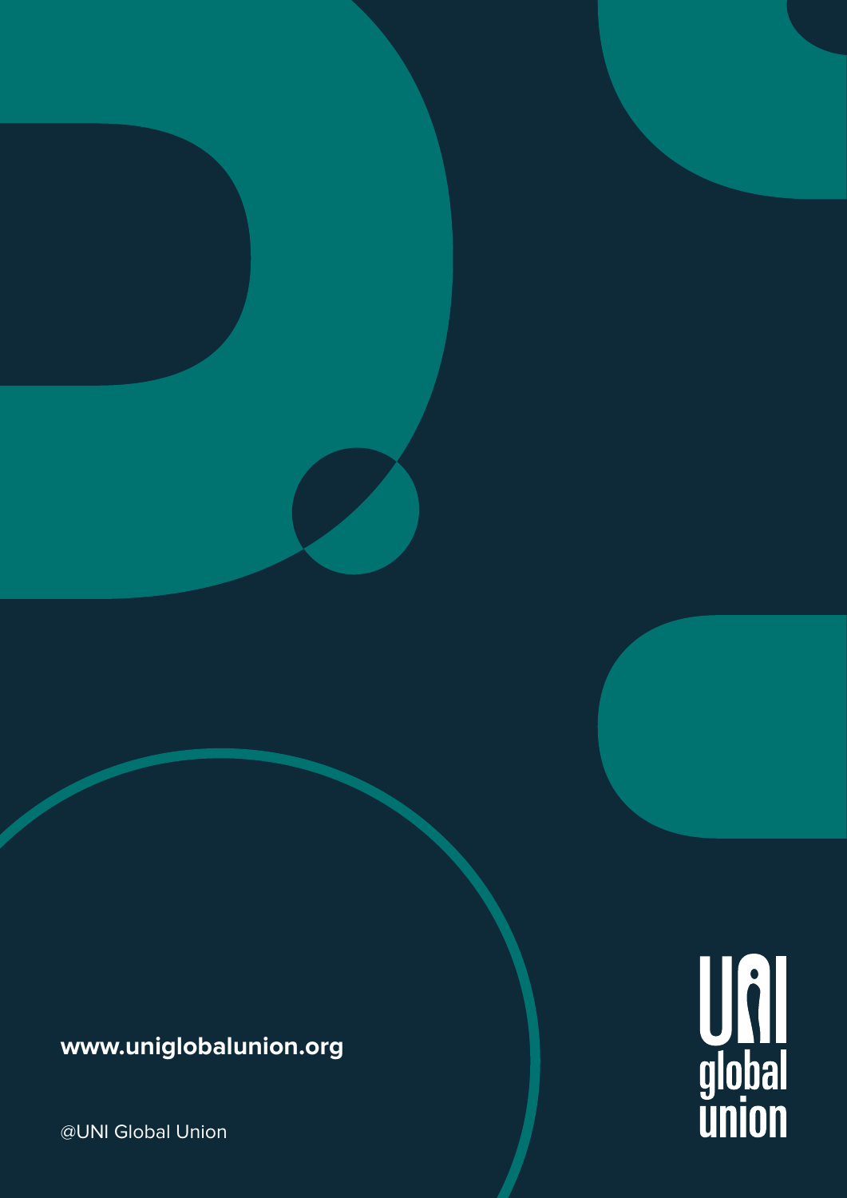**www.uniglobalunion.org**

@UNI Global Union

UNI global union